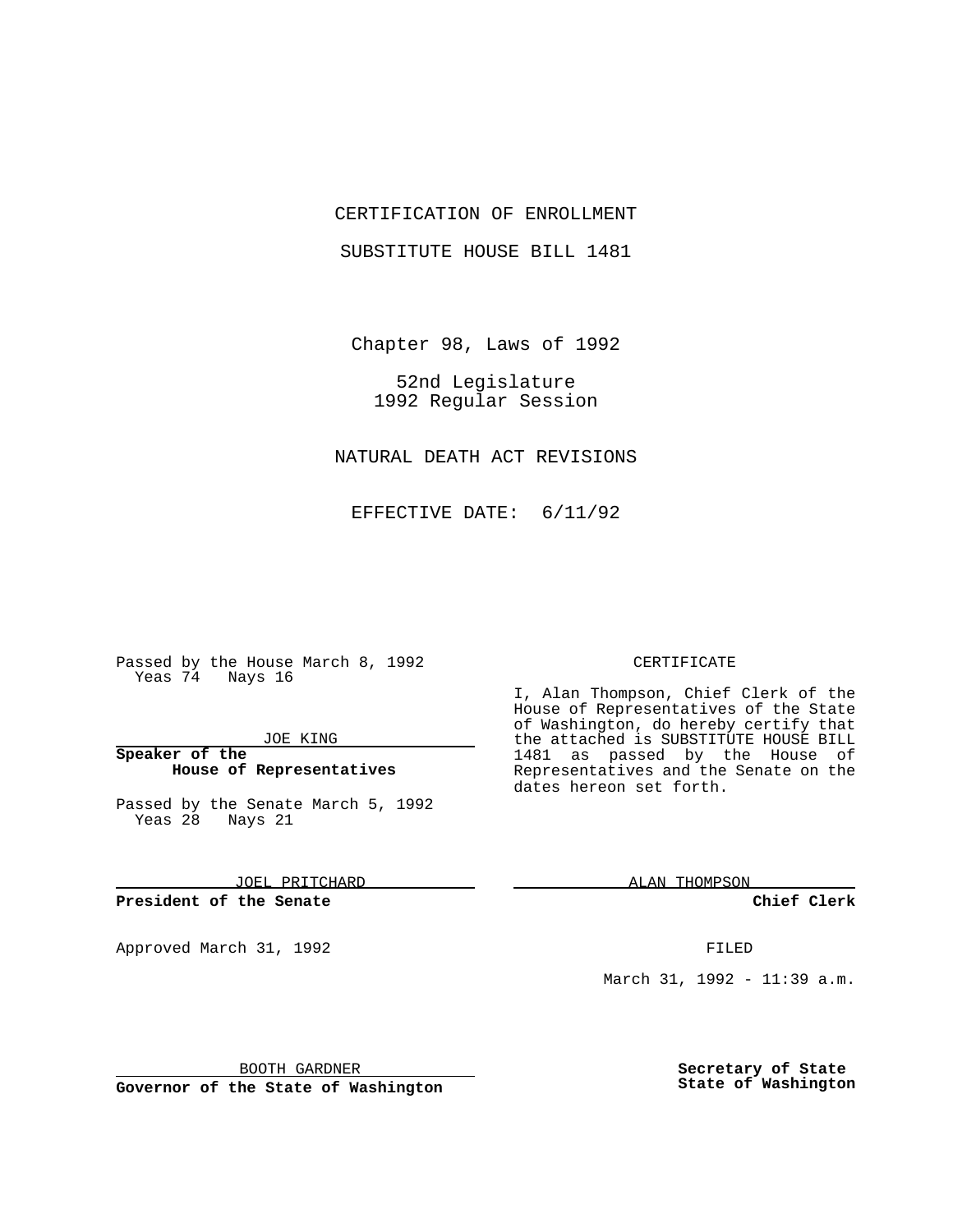# CERTIFICATION OF ENROLLMENT

## SUBSTITUTE HOUSE BILL 1481

Chapter 98, Laws of 1992

52nd Legislature
1992 Regular Session

NATURAL DEATH ACT REVISIONS

EFFECTIVE DATE: 6/11/92

Passed by the House March 8, 1992
Yeas 74 Nays 16

JOE KING

**Speaker of the House of Representatives**

Passed by the Senate March 5, 1992
Yeas 28 Nays 21

JOEL PRITCHARD

**President of the Senate**

Approved March 31, 1992

BOOTH GARDNER

**Governor of the State of Washington**

CERTIFICATE

I, Alan Thompson, Chief Clerk of the House of Representatives of the State of Washington, do hereby certify that the attached is SUBSTITUTE HOUSE BILL 1481 as passed by the House of Representatives and the Senate on the dates hereon set forth.

ALAN THOMPSON

**Chief Clerk**

FILED

March 31, 1992 - 11:39 a.m.

**Secretary of State State of Washington**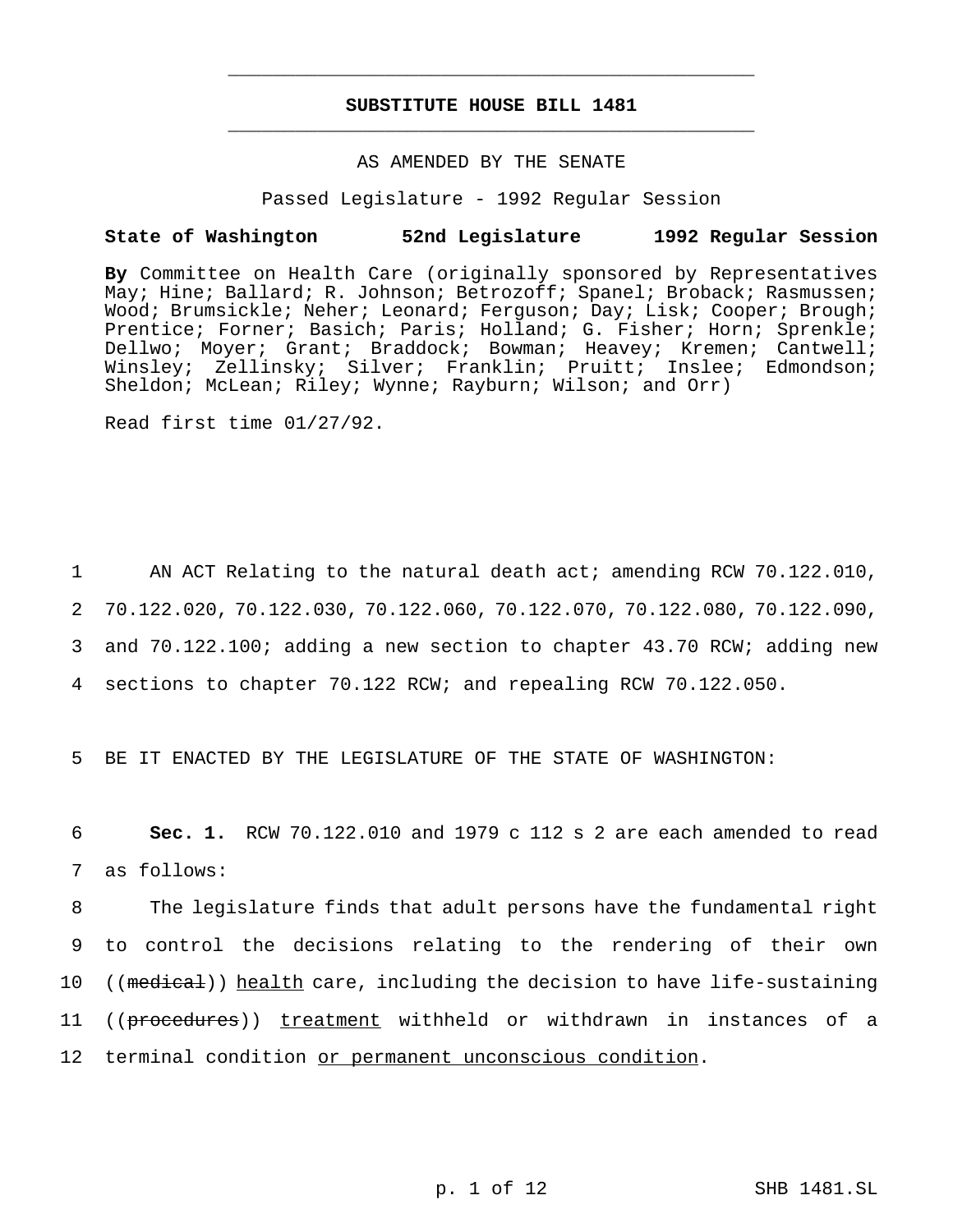**SUBSTITUTE HOUSE BILL 1481**

AS AMENDED BY THE SENATE

Passed Legislature - 1992 Regular Session

**State of Washington 52nd Legislature 1992 Regular Session**

**By** Committee on Health Care (originally sponsored by Representatives May; Hine; Ballard; R. Johnson; Betrozoff; Spanel; Broback; Rasmussen; Wood; Brumsickle; Neher; Leonard; Ferguson; Day; Lisk; Cooper; Brough; Prentice; Forner; Basich; Paris; Holland; G. Fisher; Horn; Sprenkle; Dellwo; Moyer; Grant; Braddock; Bowman; Heavey; Kremen; Cantwell; Winsley; Zellinsky; Silver; Franklin; Pruitt; Inslee; Edmondson; Sheldon; McLean; Riley; Wynne; Rayburn; Wilson; and Orr)

Read first time 01/27/92.

1 AN ACT Relating to the natural death act; amending RCW 70.122.010, 2 70.122.020, 70.122.030, 70.122.060, 70.122.070, 70.122.080, 70.122.090, 3 and 70.122.100; adding a new section to chapter 43.70 RCW; adding new 4 sections to chapter 70.122 RCW; and repealing RCW 70.122.050.

5 BE IT ENACTED BY THE LEGISLATURE OF THE STATE OF WASHINGTON:

6 **Sec. 1.** RCW 70.122.010 and 1979 c 112 s 2 are each amended to read 7 as follows:

8 The legislature finds that adult persons have the fundamental right 9 to control the decisions relating to the rendering of their own 10 ((~~medical~~)) <u>health</u> care, including the decision to have life-sustaining 11 ((~~procedures~~)) <u>treatment</u> withheld or withdrawn in instances of a 12 terminal condition <u>or permanent unconscious condition</u>.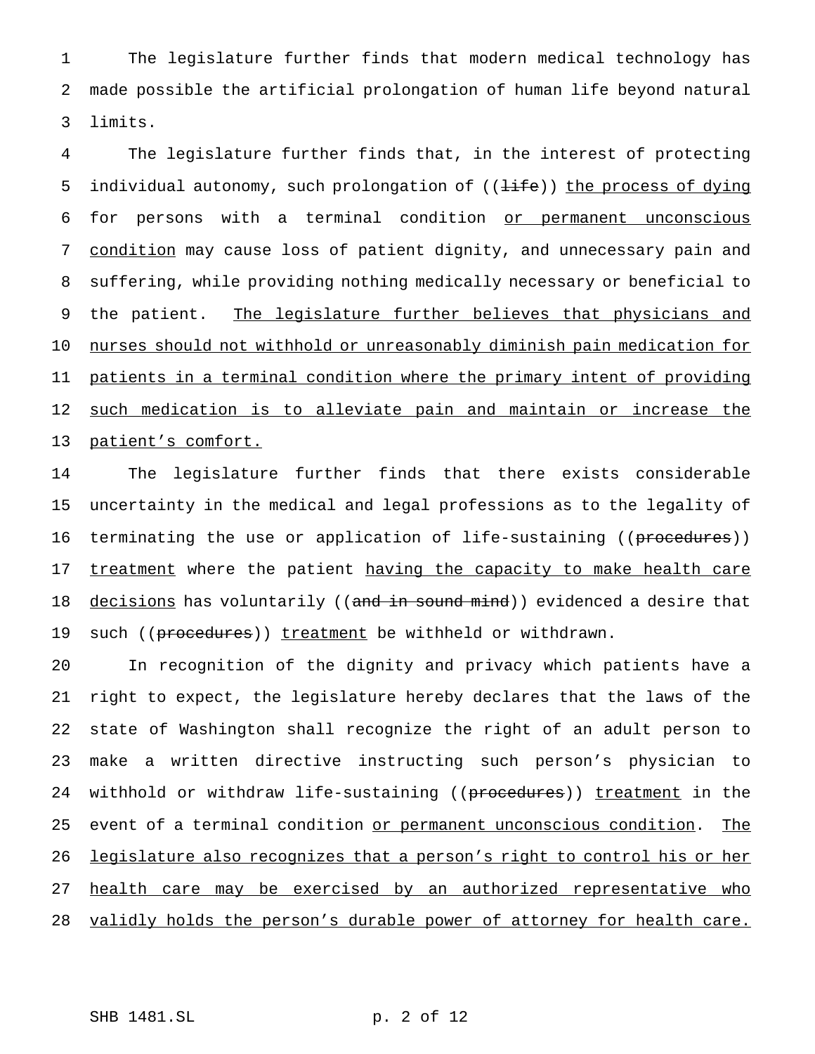The legislature further finds that modern medical technology has made possible the artificial prolongation of human life beyond natural limits.

The legislature further finds that, in the interest of protecting individual autonomy, such prolongation of ((~~life~~)) <u>the process of dying</u> for persons with a terminal condition <u>or permanent unconscious condition</u> may cause loss of patient dignity, and unnecessary pain and suffering, while providing nothing medically necessary or beneficial to the patient. <u>The legislature further believes that physicians and nurses should not withhold or unreasonably diminish pain medication for patients in a terminal condition where the primary intent of providing such medication is to alleviate pain and maintain or increase the patient's comfort.</u>

The legislature further finds that there exists considerable uncertainty in the medical and legal professions as to the legality of terminating the use or application of life-sustaining ((~~procedures~~)) <u>treatment</u> where the patient <u>having the capacity to make health care decisions</u> has voluntarily ((~~and in sound mind~~)) evidenced a desire that such ((~~procedures~~)) <u>treatment</u> be withheld or withdrawn.

In recognition of the dignity and privacy which patients have a right to expect, the legislature hereby declares that the laws of the state of Washington shall recognize the right of an adult person to make a written directive instructing such person's physician to withhold or withdraw life-sustaining ((~~procedures~~)) <u>treatment</u> in the event of a terminal condition <u>or permanent unconscious condition</u>. <u>The legislature also recognizes that a person's right to control his or her health care may be exercised by an authorized representative who validly holds the person's durable power of attorney for health care.</u>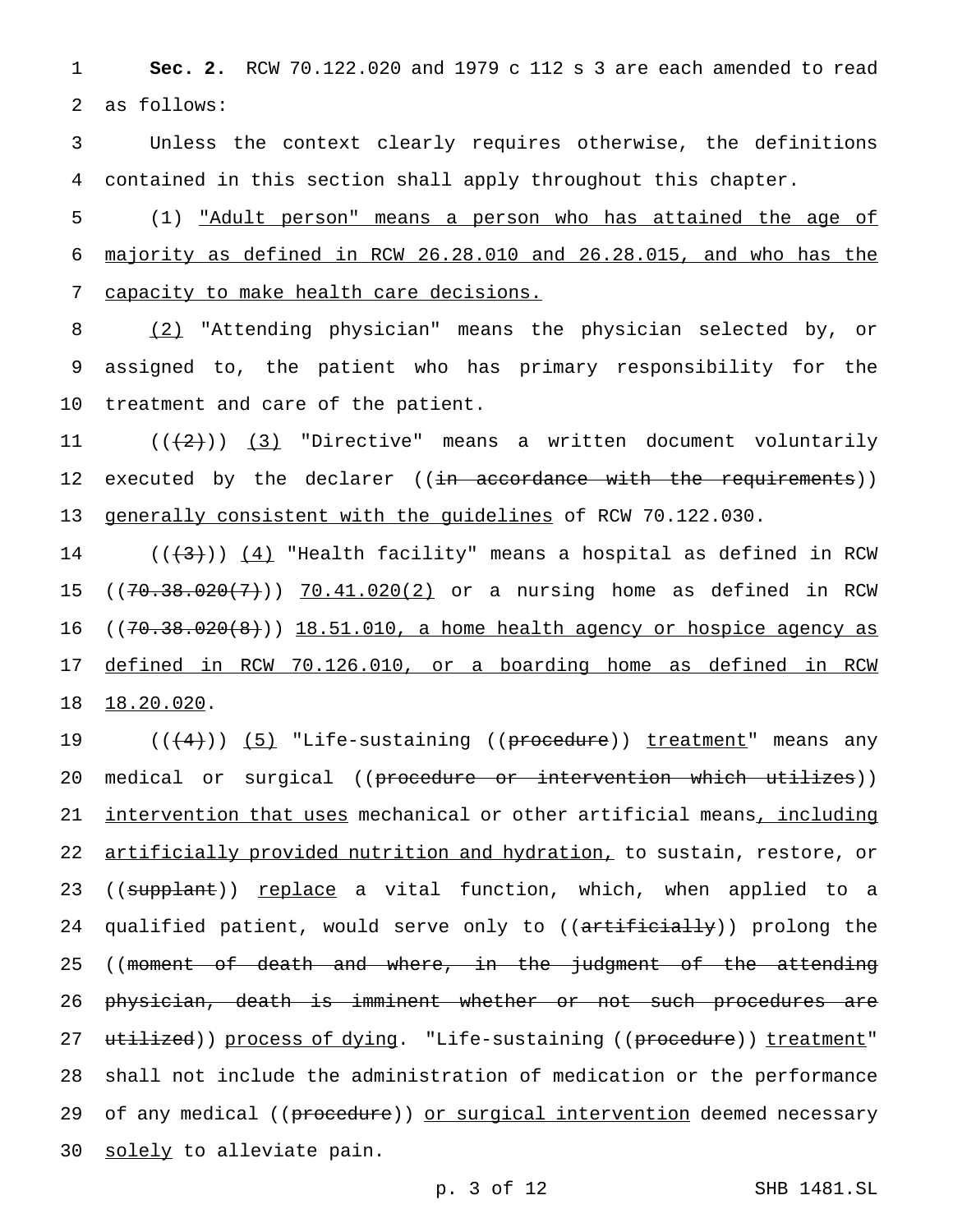**Sec. 2.** RCW 70.122.020 and 1979 c 112 s 3 are each amended to read as follows:

Unless the context clearly requires otherwise, the definitions contained in this section shall apply throughout this chapter.

(1) "Adult person" means a person who has attained the age of majority as defined in RCW 26.28.010 and 26.28.015, and who has the capacity to make health care decisions.

(2) "Attending physician" means the physician selected by, or assigned to, the patient who has primary responsibility for the treatment and care of the patient.

(((2))) (3) "Directive" means a written document voluntarily executed by the declarer ((in accordance with the requirements)) generally consistent with the guidelines of RCW 70.122.030.

(((3))) (4) "Health facility" means a hospital as defined in RCW ((70.38.020(7))) 70.41.020(2) or a nursing home as defined in RCW ((70.38.020(8))) 18.51.010, a home health agency or hospice agency as defined in RCW 70.126.010, or a boarding home as defined in RCW 18.20.020.

(((4))) (5) "Life-sustaining ((procedure)) treatment" means any medical or surgical ((procedure or intervention which utilizes)) intervention that uses mechanical or other artificial means, including artificially provided nutrition and hydration, to sustain, restore, or ((supplant)) replace a vital function, which, when applied to a qualified patient, would serve only to ((artificially)) prolong the ((moment of death and where, in the judgment of the attending physician, death is imminent whether or not such procedures are utilized)) process of dying. "Life-sustaining ((procedure)) treatment" shall not include the administration of medication or the performance of any medical ((procedure)) or surgical intervention deemed necessary solely to alleviate pain.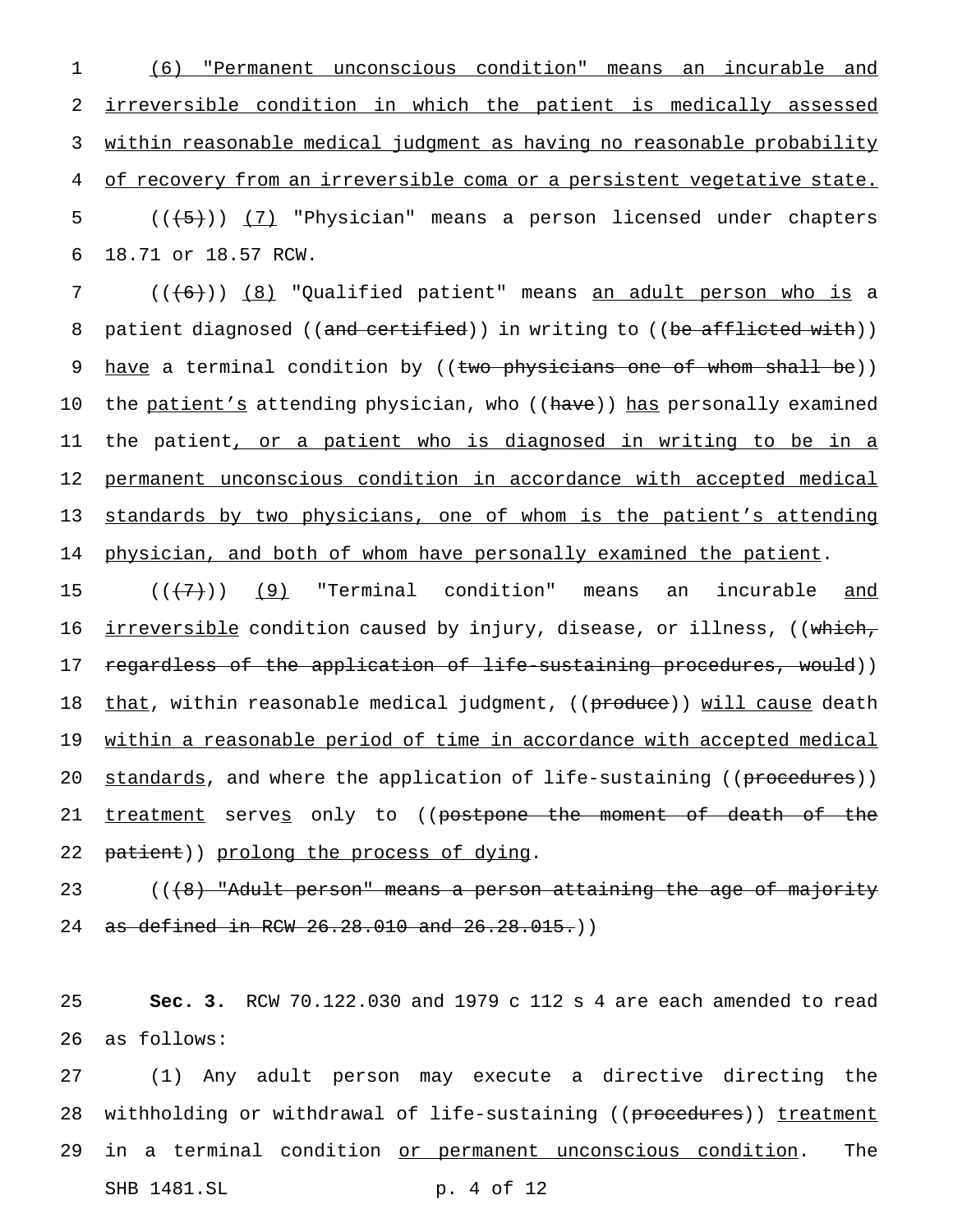<u>(6) "Permanent unconscious condition" means an incurable and irreversible condition in which the patient is medically assessed within reasonable medical judgment as having no reasonable probability of recovery from an irreversible coma or a persistent vegetative state.</u>

((~~(5)~~)) <u>(7)</u> "Physician" means a person licensed under chapters 18.71 or 18.57 RCW.

((~~(6)~~)) <u>(8)</u> "Qualified patient" means <u>an adult person who is</u> a patient diagnosed ((~~and certified~~)) in writing to ((~~be afflicted with~~)) <u>have</u> a terminal condition by ((~~two physicians one of whom shall be~~)) the <u>patient's</u> attending physician, who ((~~have~~)) <u>has</u> personally examined the patient<u>, or a patient who is diagnosed in writing to be in a permanent unconscious condition in accordance with accepted medical standards by two physicians, one of whom is the patient's attending physician, and both of whom have personally examined the patient</u>.

((~~(7)~~)) <u>(9)</u> "Terminal condition" means an incurable <u>and irreversible</u> condition caused by injury, disease, or illness, ((~~which, regardless of the application of life-sustaining procedures, would~~)) <u>that</u>, within reasonable medical judgment, ((~~produce~~)) <u>will cause</u> death <u>within a reasonable period of time in accordance with accepted medical standards</u>, and where the application of life-sustaining ((~~procedures~~)) <u>treatment</u> serve<u>s</u> only to ((~~postpone the moment of death of the patient~~)) <u>prolong the process of dying</u>.

((~~(8) "Adult person" means a person attaining the age of majority as defined in RCW 26.28.010 and 26.28.015.~~))

**Sec. 3.** RCW 70.122.030 and 1979 c 112 s 4 are each amended to read as follows:

(1) Any adult person may execute a directive directing the withholding or withdrawal of life-sustaining ((~~procedures~~)) <u>treatment</u> in a terminal condition <u>or permanent unconscious condition</u>. The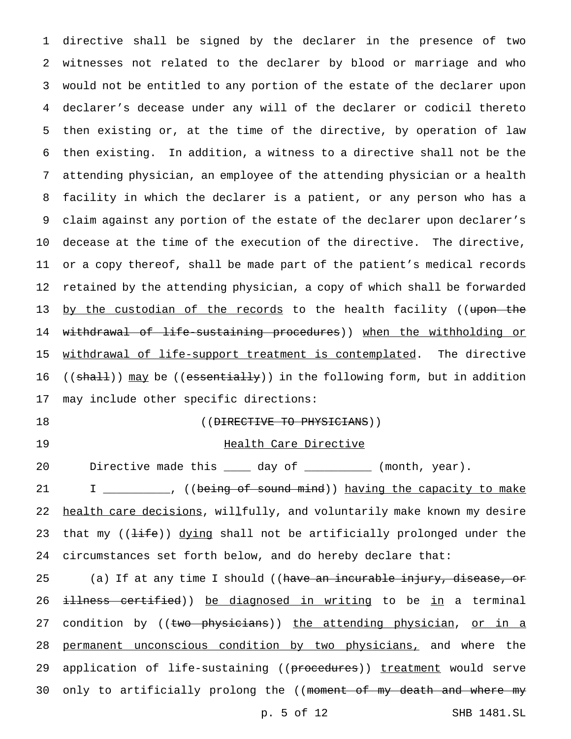directive shall be signed by the declarer in the presence of two witnesses not related to the declarer by blood or marriage and who would not be entitled to any portion of the estate of the declarer upon declarer's decease under any will of the declarer or codicil thereto then existing or, at the time of the directive, by operation of law then existing. In addition, a witness to a directive shall not be the attending physician, an employee of the attending physician or a health facility in which the declarer is a patient, or any person who has a claim against any portion of the estate of the declarer upon declarer's decease at the time of the execution of the directive. The directive, or a copy thereof, shall be made part of the patient's medical records retained by the attending physician, a copy of which shall be forwarded <u>by the custodian of the records</u> to the health facility ((~~upon the withdrawal of life-sustaining procedures~~)) <u>when the withholding or withdrawal of life-support treatment is contemplated</u>. The directive ((~~shall~~)) <u>may</u> be ((~~essentially~~)) in the following form, but in addition may include other specific directions:

((~~DIRECTIVE TO PHYSICIANS~~))

<u>Health Care Directive</u>

Directive made this ____ day of __________ (month, year).

I __________, ((~~being of sound mind~~)) <u>having the capacity to make health care decisions</u>, wil<u>l</u>fully, and voluntarily make known my desire that my ((~~life~~)) <u>dying</u> shall not be artificially prolonged under the circumstances set forth below, and do hereby declare that:

(a) If at any time I should ((~~have an incurable injury, disease, or illness certified~~)) <u>be diagnosed in writing</u> to be <u>in</u> a terminal condition by ((~~two physicians~~)) <u>the attending physician</u>, <u>or in a permanent unconscious condition by two physicians,</u> and where the application of life-sustaining ((~~procedures~~)) <u>treatment</u> would serve only to artificially prolong the ((~~moment of my death and where my~~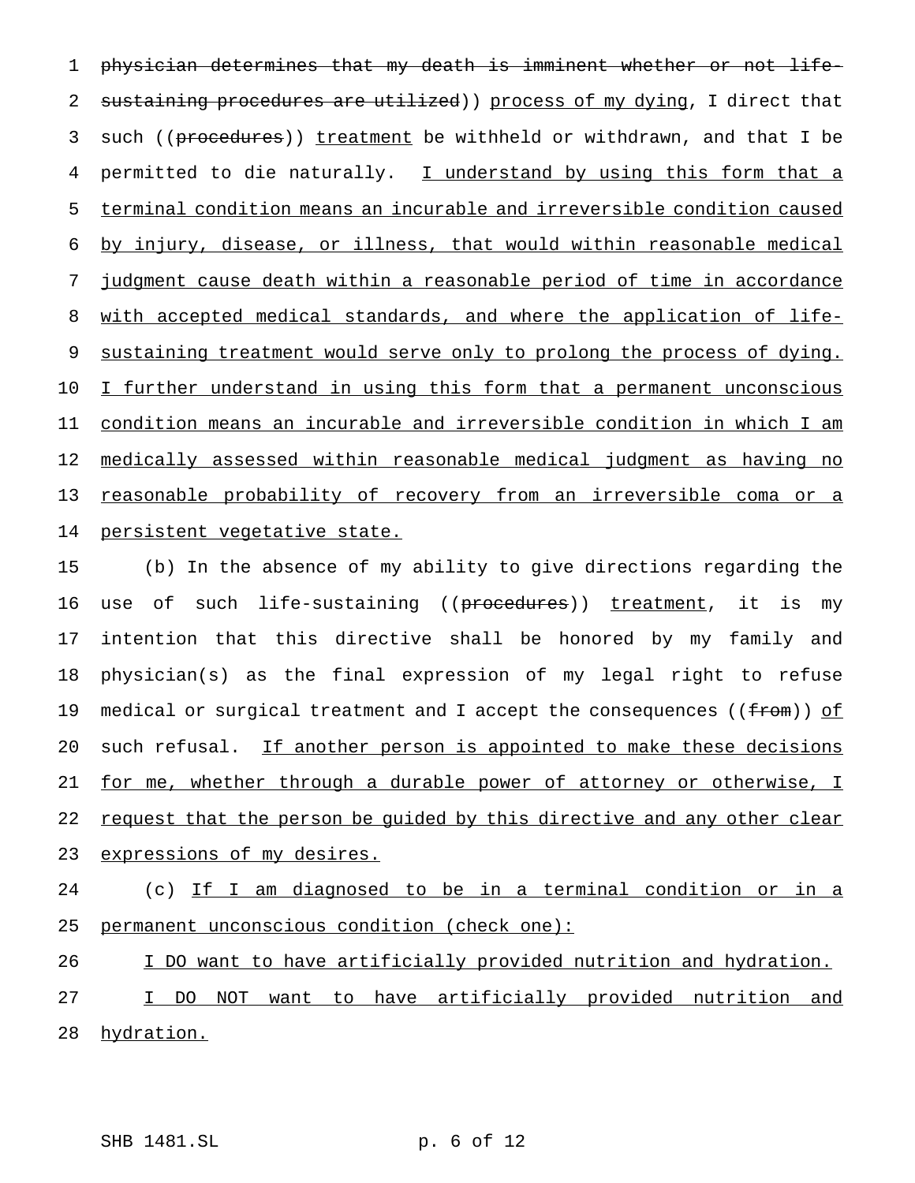~~physician determines that my death is imminent whether or not life-sustaining procedures are utilized~~)) process of my dying, I direct that such ((~~procedures~~)) treatment be withheld or withdrawn, and that I be permitted to die naturally. I understand by using this form that a terminal condition means an incurable and irreversible condition caused by injury, disease, or illness, that would within reasonable medical judgment cause death within a reasonable period of time in accordance with accepted medical standards, and where the application of life-sustaining treatment would serve only to prolong the process of dying. I further understand in using this form that a permanent unconscious condition means an incurable and irreversible condition in which I am medically assessed within reasonable medical judgment as having no reasonable probability of recovery from an irreversible coma or a persistent vegetative state.

(b) In the absence of my ability to give directions regarding the use of such life-sustaining ((~~procedures~~)) treatment, it is my intention that this directive shall be honored by my family and physician(s) as the final expression of my legal right to refuse medical or surgical treatment and I accept the consequences ((~~from~~)) of such refusal. If another person is appointed to make these decisions for me, whether through a durable power of attorney or otherwise, I request that the person be guided by this directive and any other clear expressions of my desires.

(c) If I am diagnosed to be in a terminal condition or in a permanent unconscious condition (check one):

I DO want to have artificially provided nutrition and hydration.

I DO NOT want to have artificially provided nutrition and hydration.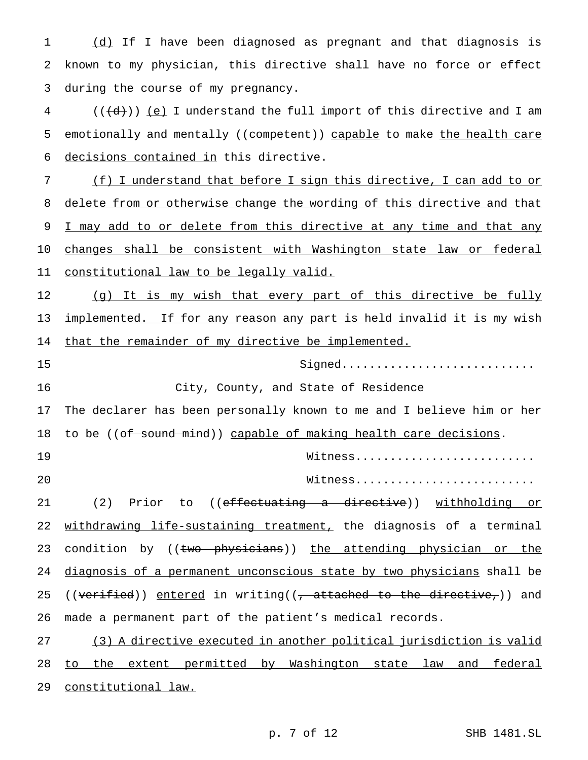(d) If I have been diagnosed as pregnant and that diagnosis is known to my physician, this directive shall have no force or effect during the course of my pregnancy.

(((d))) (e) I understand the full import of this directive and I am emotionally and mentally ((competent)) capable to make the health care decisions contained in this directive.

(f) I understand that before I sign this directive, I can add to or delete from or otherwise change the wording of this directive and that I may add to or delete from this directive at any time and that any changes shall be consistent with Washington state law or federal constitutional law to be legally valid.

(g) It is my wish that every part of this directive be fully implemented. If for any reason any part is held invalid it is my wish that the remainder of my directive be implemented.

Signed............................

City, County, and State of Residence

The declarer has been personally known to me and I believe him or her to be ((of sound mind)) capable of making health care decisions.

Witness..........................

Witness..........................

(2) Prior to ((effectuating a directive)) withholding or withdrawing life-sustaining treatment, the diagnosis of a terminal condition by ((two physicians)) the attending physician or the diagnosis of a permanent unconscious state by two physicians shall be ((verified)) entered in writing((, attached to the directive,)) and made a permanent part of the patient's medical records.

(3) A directive executed in another political jurisdiction is valid to the extent permitted by Washington state law and federal constitutional law.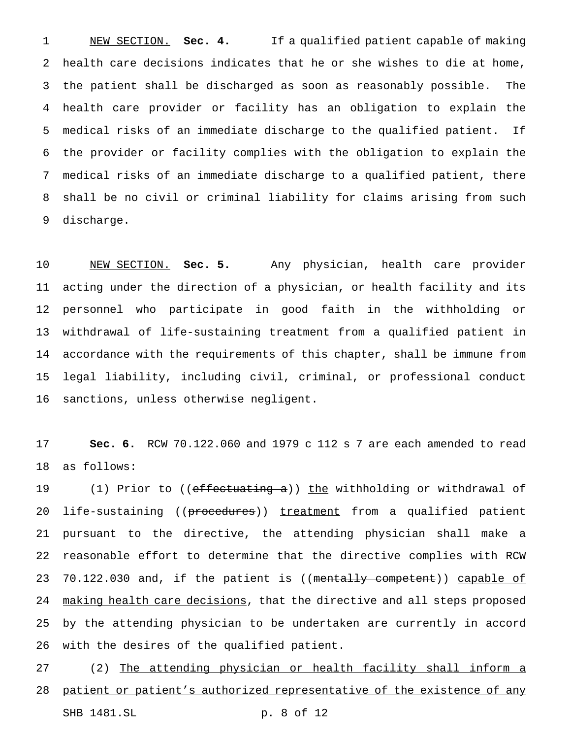NEW SECTION. **Sec. 4.** If a qualified patient capable of making health care decisions indicates that he or she wishes to die at home, the patient shall be discharged as soon as reasonably possible. The health care provider or facility has an obligation to explain the medical risks of an immediate discharge to the qualified patient. If the provider or facility complies with the obligation to explain the medical risks of an immediate discharge to a qualified patient, there shall be no civil or criminal liability for claims arising from such discharge.

NEW SECTION. **Sec. 5.** Any physician, health care provider acting under the direction of a physician, or health facility and its personnel who participate in good faith in the withholding or withdrawal of life-sustaining treatment from a qualified patient in accordance with the requirements of this chapter, shall be immune from legal liability, including civil, criminal, or professional conduct sanctions, unless otherwise negligent.

**Sec. 6.** RCW 70.122.060 and 1979 c 112 s 7 are each amended to read as follows:

(1) Prior to ((~~effectuating a~~)) the withholding or withdrawal of life-sustaining ((~~procedures~~)) treatment from a qualified patient pursuant to the directive, the attending physician shall make a reasonable effort to determine that the directive complies with RCW 70.122.030 and, if the patient is ((~~mentally competent~~)) capable of making health care decisions, that the directive and all steps proposed by the attending physician to be undertaken are currently in accord with the desires of the qualified patient.

(2) The attending physician or health facility shall inform a patient or patient's authorized representative of the existence of any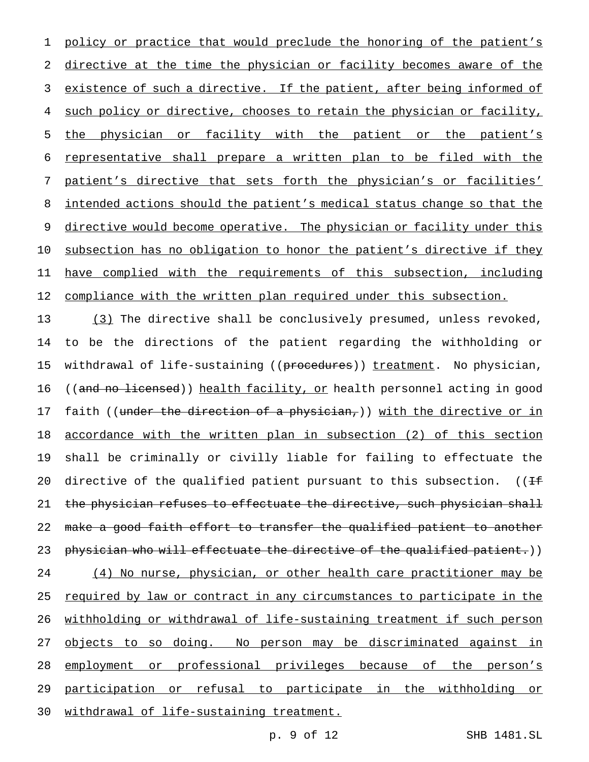policy or practice that would preclude the honoring of the patient's directive at the time the physician or facility becomes aware of the existence of such a directive. If the patient, after being informed of such policy or directive, chooses to retain the physician or facility, the physician or facility with the patient or the patient's representative shall prepare a written plan to be filed with the patient's directive that sets forth the physician's or facilities' intended actions should the patient's medical status change so that the directive would become operative. The physician or facility under this subsection has no obligation to honor the patient's directive if they have complied with the requirements of this subsection, including compliance with the written plan required under this subsection.

(3) The directive shall be conclusively presumed, unless revoked, to be the directions of the patient regarding the withholding or withdrawal of life-sustaining ((~~procedures~~)) treatment. No physician, ((~~and no licensed~~)) health facility, or health personnel acting in good faith ((~~under the direction of a physician,~~)) with the directive or in accordance with the written plan in subsection (2) of this section shall be criminally or civilly liable for failing to effectuate the directive of the qualified patient pursuant to this subsection. ((~~If the physician refuses to effectuate the directive, such physician shall make a good faith effort to transfer the qualified patient to another physician who will effectuate the directive of the qualified patient.~~))

(4) No nurse, physician, or other health care practitioner may be required by law or contract in any circumstances to participate in the withholding or withdrawal of life-sustaining treatment if such person objects to so doing. No person may be discriminated against in employment or professional privileges because of the person's participation or refusal to participate in the withholding or withdrawal of life-sustaining treatment.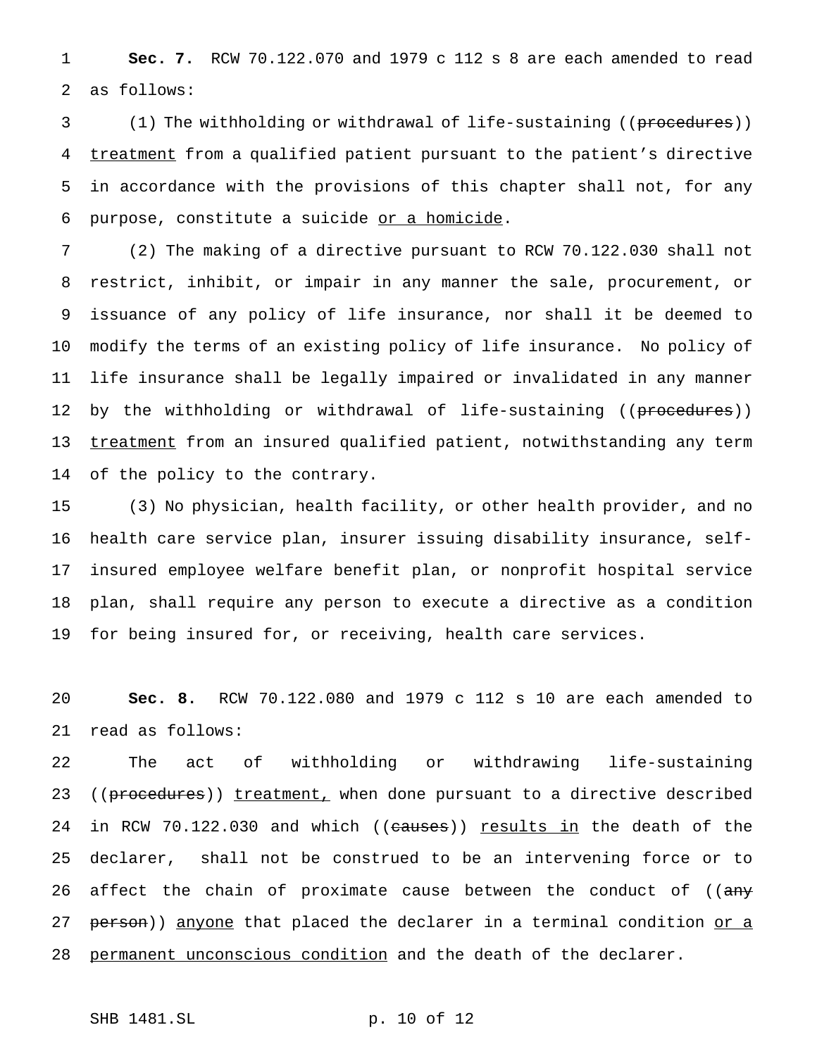**Sec. 7.** RCW 70.122.070 and 1979 c 112 s 8 are each amended to read as follows:

(1) The withholding or withdrawal of life-sustaining ((~~procedures~~)) <u>treatment</u> from a qualified patient pursuant to the patient's directive in accordance with the provisions of this chapter shall not, for any purpose, constitute a suicide <u>or a homicide</u>.

(2) The making of a directive pursuant to RCW 70.122.030 shall not restrict, inhibit, or impair in any manner the sale, procurement, or issuance of any policy of life insurance, nor shall it be deemed to modify the terms of an existing policy of life insurance. No policy of life insurance shall be legally impaired or invalidated in any manner by the withholding or withdrawal of life-sustaining ((~~procedures~~)) <u>treatment</u> from an insured qualified patient, notwithstanding any term of the policy to the contrary.

(3) No physician, health facility, or other health provider, and no health care service plan, insurer issuing disability insurance, self-insured employee welfare benefit plan, or nonprofit hospital service plan, shall require any person to execute a directive as a condition for being insured for, or receiving, health care services.

**Sec. 8.** RCW 70.122.080 and 1979 c 112 s 10 are each amended to read as follows:

The act of withholding or withdrawing life-sustaining ((~~procedures~~)) <u>treatment,</u> when done pursuant to a directive described in RCW 70.122.030 and which ((~~causes~~)) <u>results in</u> the death of the declarer, shall not be construed to be an intervening force or to affect the chain of proximate cause between the conduct of ((~~any person~~)) <u>anyone</u> that placed the declarer in a terminal condition <u>or a permanent unconscious condition</u> and the death of the declarer.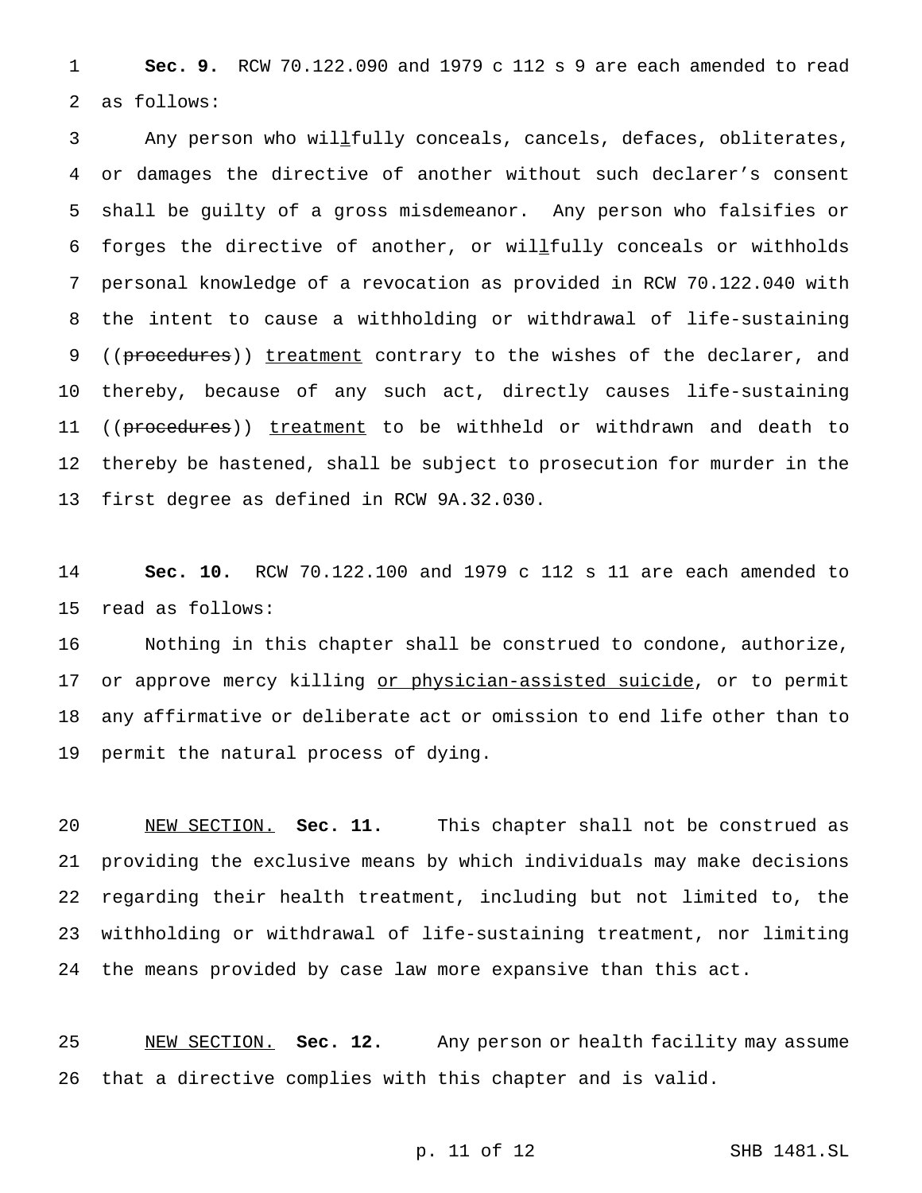**Sec. 9.** RCW 70.122.090 and 1979 c 112 s 9 are each amended to read as follows:

Any person who willfully conceals, cancels, defaces, obliterates, or damages the directive of another without such declarer's consent shall be guilty of a gross misdemeanor. Any person who falsifies or forges the directive of another, or willfully conceals or withholds personal knowledge of a revocation as provided in RCW 70.122.040 with the intent to cause a withholding or withdrawal of life-sustaining ((~~procedures~~)) <u>treatment</u> contrary to the wishes of the declarer, and thereby, because of any such act, directly causes life-sustaining ((~~procedures~~)) <u>treatment</u> to be withheld or withdrawn and death to thereby be hastened, shall be subject to prosecution for murder in the first degree as defined in RCW 9A.32.030.

**Sec. 10.** RCW 70.122.100 and 1979 c 112 s 11 are each amended to read as follows:

Nothing in this chapter shall be construed to condone, authorize, or approve mercy killing <u>or physician-assisted suicide</u>, or to permit any affirmative or deliberate act or omission to end life other than to permit the natural process of dying.

<u>NEW SECTION.</u> **Sec. 11.** This chapter shall not be construed as providing the exclusive means by which individuals may make decisions regarding their health treatment, including but not limited to, the withholding or withdrawal of life-sustaining treatment, nor limiting the means provided by case law more expansive than this act.

<u>NEW SECTION.</u> **Sec. 12.** Any person or health facility may assume that a directive complies with this chapter and is valid.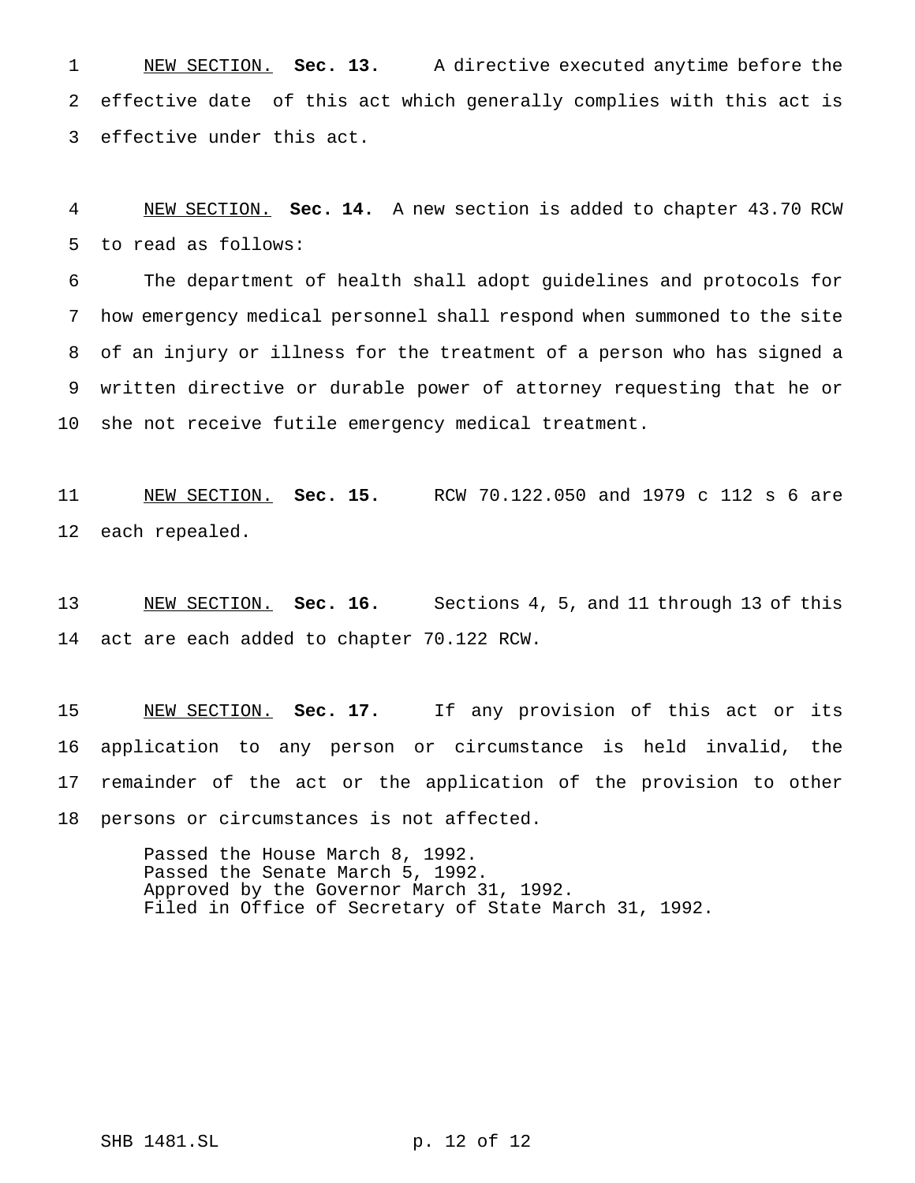NEW SECTION. **Sec. 13.** A directive executed anytime before the effective date of this act which generally complies with this act is effective under this act.

NEW SECTION. **Sec. 14.** A new section is added to chapter 43.70 RCW to read as follows:

The department of health shall adopt guidelines and protocols for how emergency medical personnel shall respond when summoned to the site of an injury or illness for the treatment of a person who has signed a written directive or durable power of attorney requesting that he or she not receive futile emergency medical treatment.

NEW SECTION. **Sec. 15.** RCW 70.122.050 and 1979 c 112 s 6 are each repealed.

NEW SECTION. **Sec. 16.** Sections 4, 5, and 11 through 13 of this act are each added to chapter 70.122 RCW.

NEW SECTION. **Sec. 17.** If any provision of this act or its application to any person or circumstance is held invalid, the remainder of the act or the application of the provision to other persons or circumstances is not affected.

Passed the House March 8, 1992.
Passed the Senate March 5, 1992.
Approved by the Governor March 31, 1992.
Filed in Office of Secretary of State March 31, 1992.